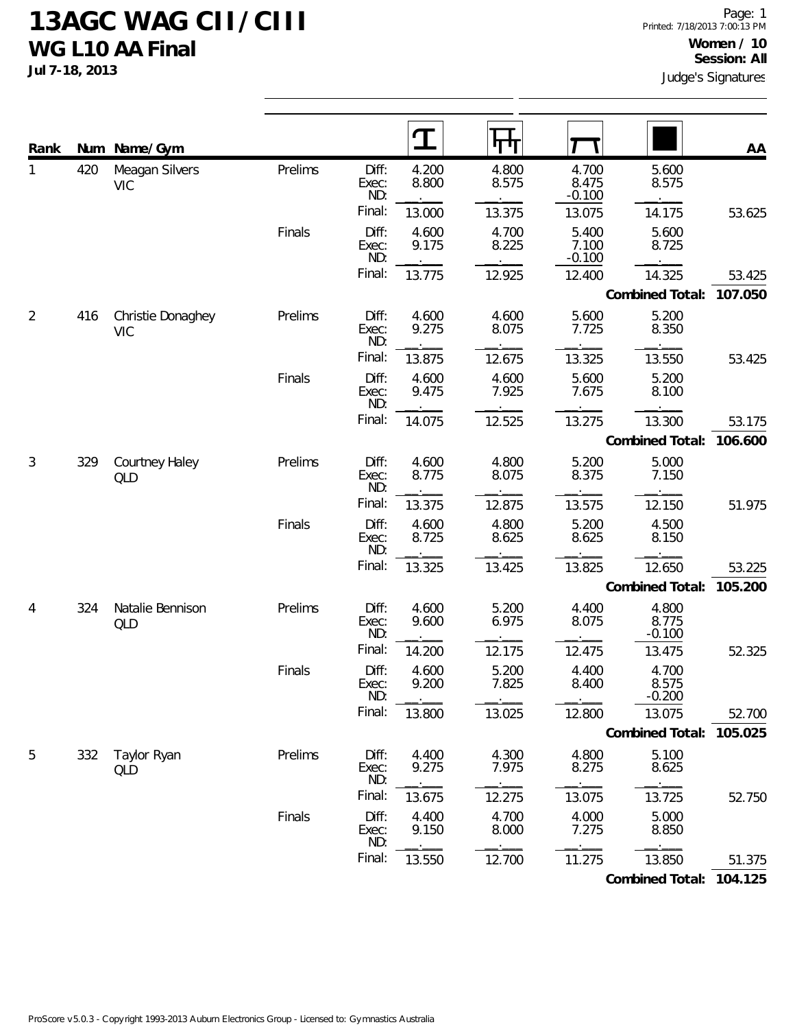# 13AGC WAG CII / CIII

## WG L10 AA Final

**Jul 7-18, 2013**

Page: 1
Printed: 7/18/2013 7:00:13 PM

**Women / 10**
**Session: All**

Judge's Signatures

| Rank | Num | Name/Gym | | | Vault | Bars | Beam | Floor | AA |
|---|---|---|---|---|---|---|---|---|---|
| 1 | 420 | Meagan Silvers VIC | Prelims | Diff: | 4.200 | 4.800 | 4.700 | 5.600 | |
| | | | | Exec: | 8.800 | 8.575 | 8.475 | 8.575 | |
| | | | | ND: | | | -0.100 | | |
| | | | | Final: | 13.000 | 13.375 | 13.075 | 14.175 | 53.625 |
| | | | Finals | Diff: | 4.600 | 4.700 | 5.400 | 5.600 | |
| | | | | Exec: | 9.175 | 8.225 | 7.100 | 8.725 | |
| | | | | ND: | | | -0.100 | | |
| | | | | Final: | 13.775 | 12.925 | 12.400 | 14.325 | 53.425 |
| | | | | | | | | **Combined Total:** | **107.050** |
| 2 | 416 | Christie Donaghey VIC | Prelims | Diff: | 4.600 | 4.600 | 5.600 | 5.200 | |
| | | | | Exec: | 9.275 | 8.075 | 7.725 | 8.350 | |
| | | | | ND: | | | | | |
| | | | | Final: | 13.875 | 12.675 | 13.325 | 13.550 | 53.425 |
| | | | Finals | Diff: | 4.600 | 4.600 | 5.600 | 5.200 | |
| | | | | Exec: | 9.475 | 7.925 | 7.675 | 8.100 | |
| | | | | ND: | | | | | |
| | | | | Final: | 14.075 | 12.525 | 13.275 | 13.300 | 53.175 |
| | | | | | | | | **Combined Total:** | **106.600** |
| 3 | 329 | Courtney Haley QLD | Prelims | Diff: | 4.600 | 4.800 | 5.200 | 5.000 | |
| | | | | Exec: | 8.775 | 8.075 | 8.375 | 7.150 | |
| | | | | ND: | | | | | |
| | | | | Final: | 13.375 | 12.875 | 13.575 | 12.150 | 51.975 |
| | | | Finals | Diff: | 4.600 | 4.800 | 5.200 | 4.500 | |
| | | | | Exec: | 8.725 | 8.625 | 8.625 | 8.150 | |
| | | | | ND: | | | | | |
| | | | | Final: | 13.325 | 13.425 | 13.825 | 12.650 | 53.225 |
| | | | | | | | | **Combined Total:** | **105.200** |
| 4 | 324 | Natalie Bennison QLD | Prelims | Diff: | 4.600 | 5.200 | 4.400 | 4.800 | |
| | | | | Exec: | 9.600 | 6.975 | 8.075 | 8.775 | |
| | | | | ND: | | | | -0.100 | |
| | | | | Final: | 14.200 | 12.175 | 12.475 | 13.475 | 52.325 |
| | | | Finals | Diff: | 4.600 | 5.200 | 4.400 | 4.700 | |
| | | | | Exec: | 9.200 | 7.825 | 8.400 | 8.575 | |
| | | | | ND: | | | | -0.200 | |
| | | | | Final: | 13.800 | 13.025 | 12.800 | 13.075 | 52.700 |
| | | | | | | | | **Combined Total:** | **105.025** |
| 5 | 332 | Taylor Ryan QLD | Prelims | Diff: | 4.400 | 4.300 | 4.800 | 5.100 | |
| | | | | Exec: | 9.275 | 7.975 | 8.275 | 8.625 | |
| | | | | ND: | | | | | |
| | | | | Final: | 13.675 | 12.275 | 13.075 | 13.725 | 52.750 |
| | | | Finals | Diff: | 4.400 | 4.700 | 4.000 | 5.000 | |
| | | | | Exec: | 9.150 | 8.000 | 7.275 | 8.850 | |
| | | | | ND: | | | | | |
| | | | | Final: | 13.550 | 12.700 | 11.275 | 13.850 | 51.375 |
| | | | | | | | | **Combined Total:** | **104.125** |

ProScore v5.0.3 - Copyright 1993-2013 Auburn Electronics Group - Licensed to: Gymnastics Australia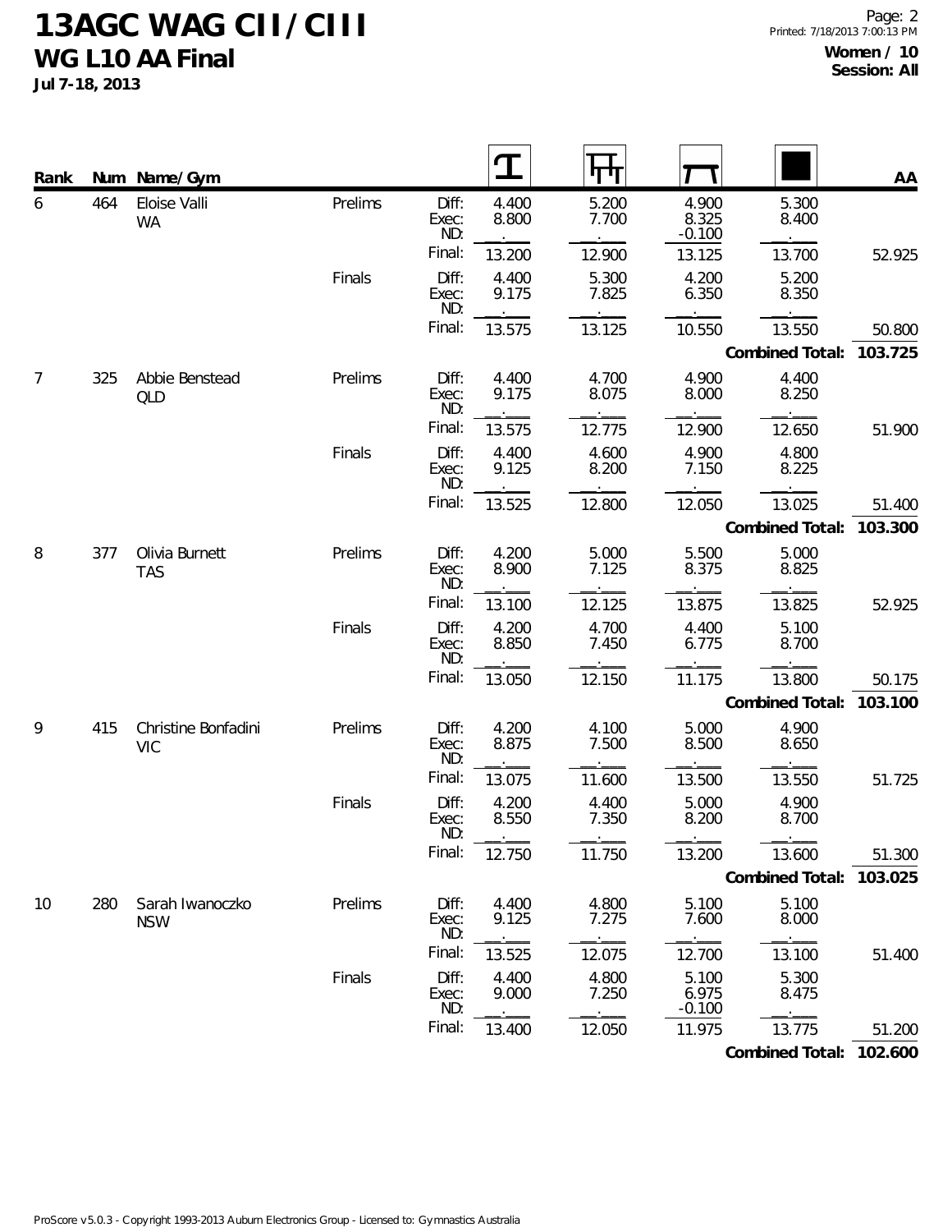# 13AGC WAG CII / CIII

## WG L10 AA Final

**Jul 7-18, 2013**

**Women / 10**
**Session: All**

| Rank | Num | Name/Gym | | | Vault | Bars | Beam | Floor | AA |
|---|---|---|---|---|---|---|---|---|---|
| 6 | 464 | Eloise Valli WA | Prelims | Diff: | 4.400 | 5.200 | 4.900 | 5.300 | |
| | | | | Exec: | 8.800 | 7.700 | 8.325 | 8.400 | |
| | | | | ND: | | | -0.100 | | |
| | | | | Final: | 13.200 | 12.900 | 13.125 | 13.700 | 52.925 |
| | | | Finals | Diff: | 4.400 | 5.300 | 4.200 | 5.200 | |
| | | | | Exec: | 9.175 | 7.825 | 6.350 | 8.350 | |
| | | | | ND: | | | | | |
| | | | | Final: | 13.575 | 13.125 | 10.550 | 13.550 | 50.800 |
| | | | | | | | | **Combined Total:** | **103.725** |
| 7 | 325 | Abbie Benstead QLD | Prelims | Diff: | 4.400 | 4.700 | 4.900 | 4.400 | |
| | | | | Exec: | 9.175 | 8.075 | 8.000 | 8.250 | |
| | | | | ND: | | | | | |
| | | | | Final: | 13.575 | 12.775 | 12.900 | 12.650 | 51.900 |
| | | | Finals | Diff: | 4.400 | 4.600 | 4.900 | 4.800 | |
| | | | | Exec: | 9.125 | 8.200 | 7.150 | 8.225 | |
| | | | | ND: | | | | | |
| | | | | Final: | 13.525 | 12.800 | 12.050 | 13.025 | 51.400 |
| | | | | | | | | **Combined Total:** | **103.300** |
| 8 | 377 | Olivia Burnett TAS | Prelims | Diff: | 4.200 | 5.000 | 5.500 | 5.000 | |
| | | | | Exec: | 8.900 | 7.125 | 8.375 | 8.825 | |
| | | | | ND: | | | | | |
| | | | | Final: | 13.100 | 12.125 | 13.875 | 13.825 | 52.925 |
| | | | Finals | Diff: | 4.200 | 4.700 | 4.400 | 5.100 | |
| | | | | Exec: | 8.850 | 7.450 | 6.775 | 8.700 | |
| | | | | ND: | | | | | |
| | | | | Final: | 13.050 | 12.150 | 11.175 | 13.800 | 50.175 |
| | | | | | | | | **Combined Total:** | **103.100** |
| 9 | 415 | Christine Bonfadini VIC | Prelims | Diff: | 4.200 | 4.100 | 5.000 | 4.900 | |
| | | | | Exec: | 8.875 | 7.500 | 8.500 | 8.650 | |
| | | | | ND: | | | | | |
| | | | | Final: | 13.075 | 11.600 | 13.500 | 13.550 | 51.725 |
| | | | Finals | Diff: | 4.200 | 4.400 | 5.000 | 4.900 | |
| | | | | Exec: | 8.550 | 7.350 | 8.200 | 8.700 | |
| | | | | ND: | | | | | |
| | | | | Final: | 12.750 | 11.750 | 13.200 | 13.600 | 51.300 |
| | | | | | | | | **Combined Total:** | **103.025** |
| 10 | 280 | Sarah Iwanoczko NSW | Prelims | Diff: | 4.400 | 4.800 | 5.100 | 5.100 | |
| | | | | Exec: | 9.125 | 7.275 | 7.600 | 8.000 | |
| | | | | ND: | | | | | |
| | | | | Final: | 13.525 | 12.075 | 12.700 | 13.100 | 51.400 |
| | | | Finals | Diff: | 4.400 | 4.800 | 5.100 | 5.300 | |
| | | | | Exec: | 9.000 | 7.250 | 6.975 | 8.475 | |
| | | | | ND: | | | -0.100 | | |
| | | | | Final: | 13.400 | 12.050 | 11.975 | 13.775 | 51.200 |
| | | | | | | | | **Combined Total:** | **102.600** |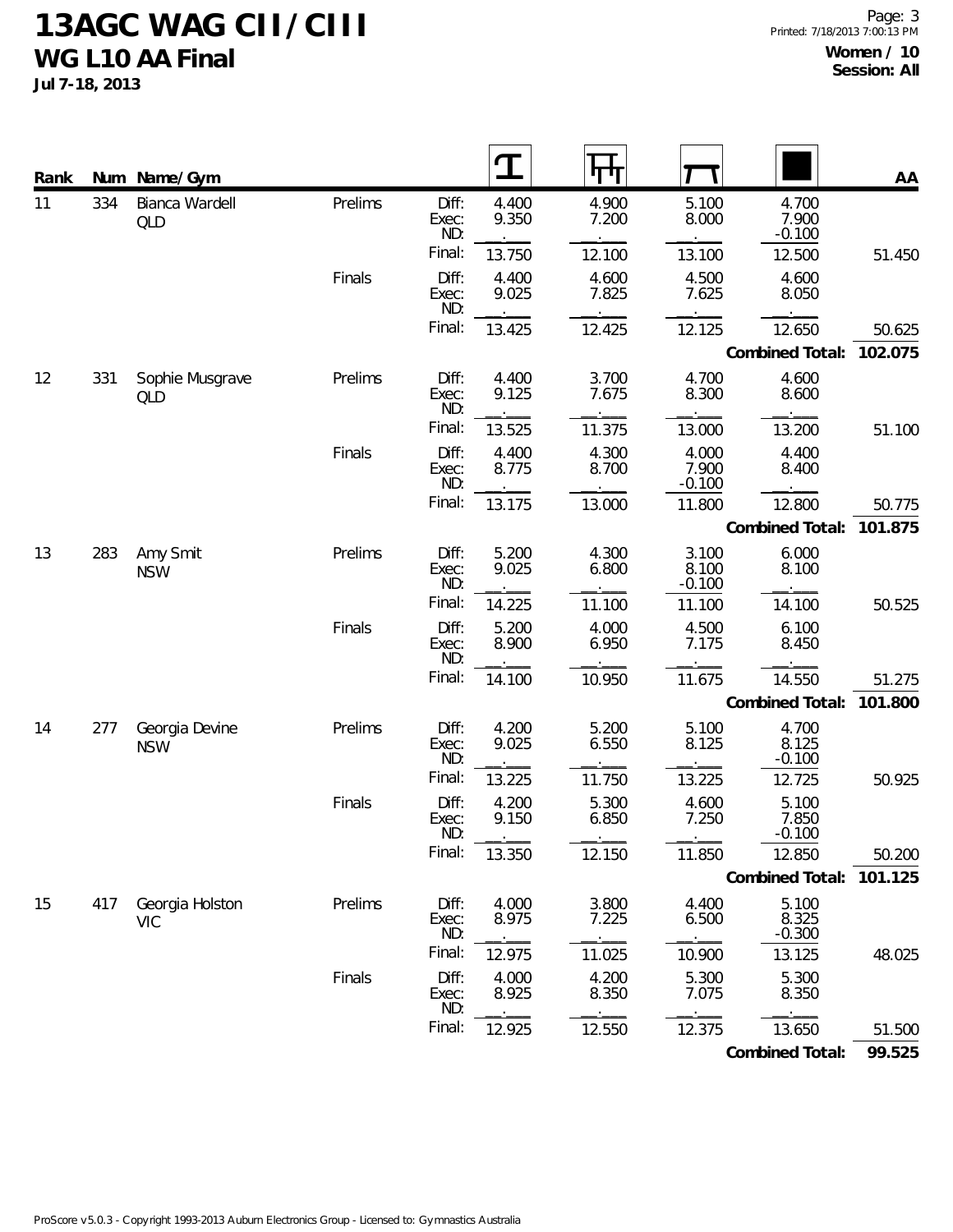# 13AGC WAG CII / CIII

## WG L10 AA Final

Jul 7-18, 2013

**Women / 10**
**Session: All**

| Rank | Num | Name/Gym | | | Vault | Bars | Beam | Floor | AA |
|---|---|---|---|---|---|---|---|---|---|
| 11 | 334 | Bianca Wardell QLD | Prelims | Diff: | 4.400 | 4.900 | 5.100 | 4.700 | |
| | | | | Exec: | 9.350 | 7.200 | 8.000 | 7.900 | |
| | | | | ND: | | | | -0.100 | |
| | | | | Final: | 13.750 | 12.100 | 13.100 | 12.500 | 51.450 |
| | | | Finals | Diff: | 4.400 | 4.600 | 4.500 | 4.600 | |
| | | | | Exec: | 9.025 | 7.825 | 7.625 | 8.050 | |
| | | | | ND: | | | | | |
| | | | | Final: | 13.425 | 12.425 | 12.125 | 12.650 | 50.625 |
| | | | | | | | | **Combined Total:** | **102.075** |
| 12 | 331 | Sophie Musgrave QLD | Prelims | Diff: | 4.400 | 3.700 | 4.700 | 4.600 | |
| | | | | Exec: | 9.125 | 7.675 | 8.300 | 8.600 | |
| | | | | ND: | | | | | |
| | | | | Final: | 13.525 | 11.375 | 13.000 | 13.200 | 51.100 |
| | | | Finals | Diff: | 4.400 | 4.300 | 4.000 | 4.400 | |
| | | | | Exec: | 8.775 | 8.700 | 7.900 | 8.400 | |
| | | | | ND: | | | -0.100 | | |
| | | | | Final: | 13.175 | 13.000 | 11.800 | 12.800 | 50.775 |
| | | | | | | | | **Combined Total:** | **101.875** |
| 13 | 283 | Amy Smit NSW | Prelims | Diff: | 5.200 | 4.300 | 3.100 | 6.000 | |
| | | | | Exec: | 9.025 | 6.800 | 8.100 | 8.100 | |
| | | | | ND: | | | -0.100 | | |
| | | | | Final: | 14.225 | 11.100 | 11.100 | 14.100 | 50.525 |
| | | | Finals | Diff: | 5.200 | 4.000 | 4.500 | 6.100 | |
| | | | | Exec: | 8.900 | 6.950 | 7.175 | 8.450 | |
| | | | | ND: | | | | | |
| | | | | Final: | 14.100 | 10.950 | 11.675 | 14.550 | 51.275 |
| | | | | | | | | **Combined Total:** | **101.800** |
| 14 | 277 | Georgia Devine NSW | Prelims | Diff: | 4.200 | 5.200 | 5.100 | 4.700 | |
| | | | | Exec: | 9.025 | 6.550 | 8.125 | 8.125 | |
| | | | | ND: | | | | -0.100 | |
| | | | | Final: | 13.225 | 11.750 | 13.225 | 12.725 | 50.925 |
| | | | Finals | Diff: | 4.200 | 5.300 | 4.600 | 5.100 | |
| | | | | Exec: | 9.150 | 6.850 | 7.250 | 7.850 | |
| | | | | ND: | | | | -0.100 | |
| | | | | Final: | 13.350 | 12.150 | 11.850 | 12.850 | 50.200 |
| | | | | | | | | **Combined Total:** | **101.125** |
| 15 | 417 | Georgia Holston VIC | Prelims | Diff: | 4.000 | 3.800 | 4.400 | 5.100 | |
| | | | | Exec: | 8.975 | 7.225 | 6.500 | 8.325 | |
| | | | | ND: | | | | -0.300 | |
| | | | | Final: | 12.975 | 11.025 | 10.900 | 13.125 | 48.025 |
| | | | Finals | Diff: | 4.000 | 4.200 | 5.300 | 5.300 | |
| | | | | Exec: | 8.925 | 8.350 | 7.075 | 8.350 | |
| | | | | ND: | | | | | |
| | | | | Final: | 12.925 | 12.550 | 12.375 | 13.650 | 51.500 |
| | | | | | | | | **Combined Total:** | **99.525** |

ProScore v5.0.3 - Copyright 1993-2013 Auburn Electronics Group - Licensed to: Gymnastics Australia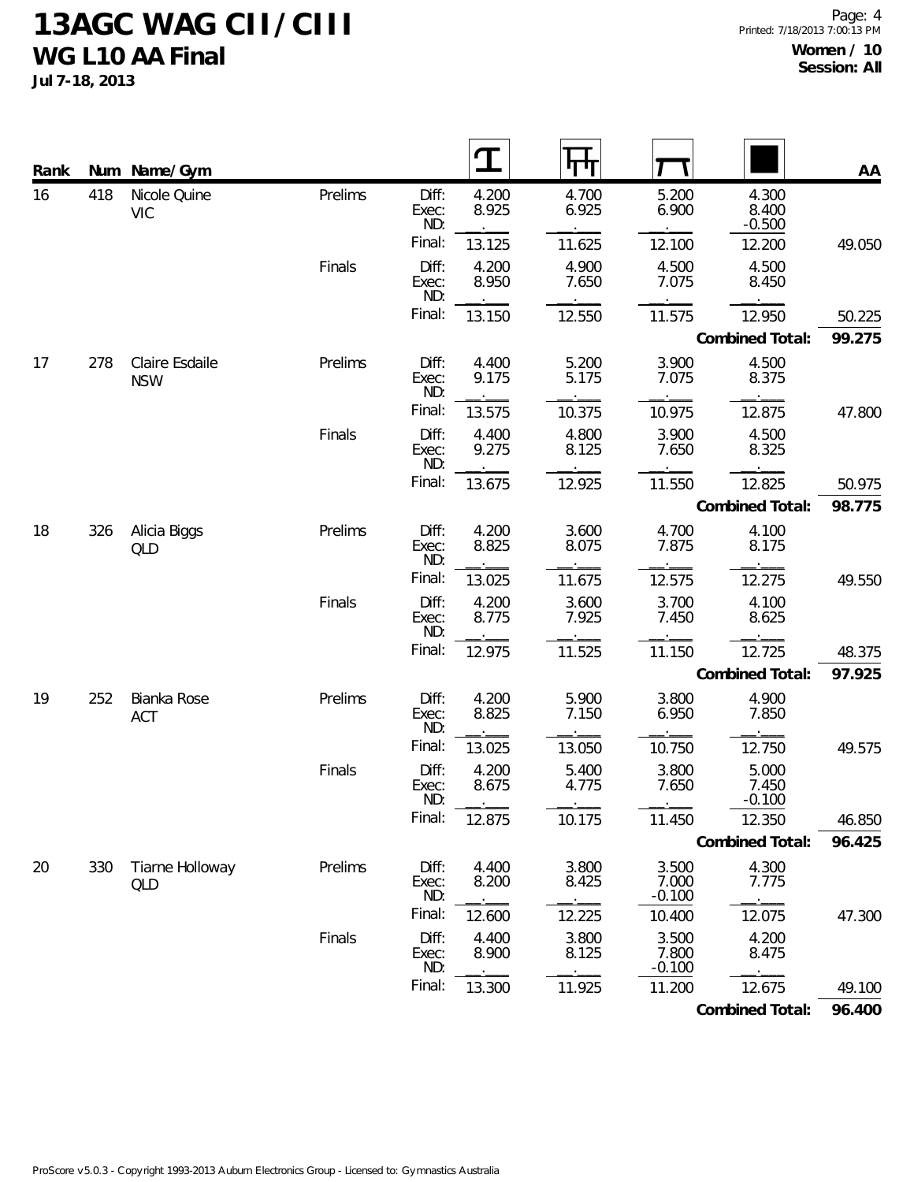# 13AGC WAG CII / CIII

## WG L10 AA Final

**Jul 7-18, 2013**

**Women / 10**
**Session: All**

| Rank | Num | Name/Gym | Round | | Vault | Bars | Beam | Floor | AA |
|---|---|---|---|---|---|---|---|---|---|
| 16 | 418 | Nicole Quine VIC | Prelims | Diff: | 4.200 | 4.700 | 5.200 | 4.300 | |
| | | | | Exec: | 8.925 | 6.925 | 6.900 | 8.400 | |
| | | | | ND: | | | | -0.500 | |
| | | | | Final: | 13.125 | 11.625 | 12.100 | 12.200 | 49.050 |
| | | | Finals | Diff: | 4.200 | 4.900 | 4.500 | 4.500 | |
| | | | | Exec: | 8.950 | 7.650 | 7.075 | 8.450 | |
| | | | | ND: | | | | | |
| | | | | Final: | 13.150 | 12.550 | 11.575 | 12.950 | 50.225 |
| | | | | | | | | **Combined Total:** | **99.275** |
| 17 | 278 | Claire Esdaile NSW | Prelims | Diff: | 4.400 | 5.200 | 3.900 | 4.500 | |
| | | | | Exec: | 9.175 | 5.175 | 7.075 | 8.375 | |
| | | | | ND: | | | | | |
| | | | | Final: | 13.575 | 10.375 | 10.975 | 12.875 | 47.800 |
| | | | Finals | Diff: | 4.400 | 4.800 | 3.900 | 4.500 | |
| | | | | Exec: | 9.275 | 8.125 | 7.650 | 8.325 | |
| | | | | ND: | | | | | |
| | | | | Final: | 13.675 | 12.925 | 11.550 | 12.825 | 50.975 |
| | | | | | | | | **Combined Total:** | **98.775** |
| 18 | 326 | Alicia Biggs QLD | Prelims | Diff: | 4.200 | 3.600 | 4.700 | 4.100 | |
| | | | | Exec: | 8.825 | 8.075 | 7.875 | 8.175 | |
| | | | | ND: | | | | | |
| | | | | Final: | 13.025 | 11.675 | 12.575 | 12.275 | 49.550 |
| | | | Finals | Diff: | 4.200 | 3.600 | 3.700 | 4.100 | |
| | | | | Exec: | 8.775 | 7.925 | 7.450 | 8.625 | |
| | | | | ND: | | | | | |
| | | | | Final: | 12.975 | 11.525 | 11.150 | 12.725 | 48.375 |
| | | | | | | | | **Combined Total:** | **97.925** |
| 19 | 252 | Bianka Rose ACT | Prelims | Diff: | 4.200 | 5.900 | 3.800 | 4.900 | |
| | | | | Exec: | 8.825 | 7.150 | 6.950 | 7.850 | |
| | | | | ND: | | | | | |
| | | | | Final: | 13.025 | 13.050 | 10.750 | 12.750 | 49.575 |
| | | | Finals | Diff: | 4.200 | 5.400 | 3.800 | 5.000 | |
| | | | | Exec: | 8.675 | 4.775 | 7.650 | 7.450 | |
| | | | | ND: | | | | -0.100 | |
| | | | | Final: | 12.875 | 10.175 | 11.450 | 12.350 | 46.850 |
| | | | | | | | | **Combined Total:** | **96.425** |
| 20 | 330 | Tiarne Holloway QLD | Prelims | Diff: | 4.400 | 3.800 | 3.500 | 4.300 | |
| | | | | Exec: | 8.200 | 8.425 | 7.000 | 7.775 | |
| | | | | ND: | | | -0.100 | | |
| | | | | Final: | 12.600 | 12.225 | 10.400 | 12.075 | 47.300 |
| | | | Finals | Diff: | 4.400 | 3.800 | 3.500 | 4.200 | |
| | | | | Exec: | 8.900 | 8.125 | 7.800 | 8.475 | |
| | | | | ND: | | | -0.100 | | |
| | | | | Final: | 13.300 | 11.925 | 11.200 | 12.675 | 49.100 |
| | | | | | | | | **Combined Total:** | **96.400** |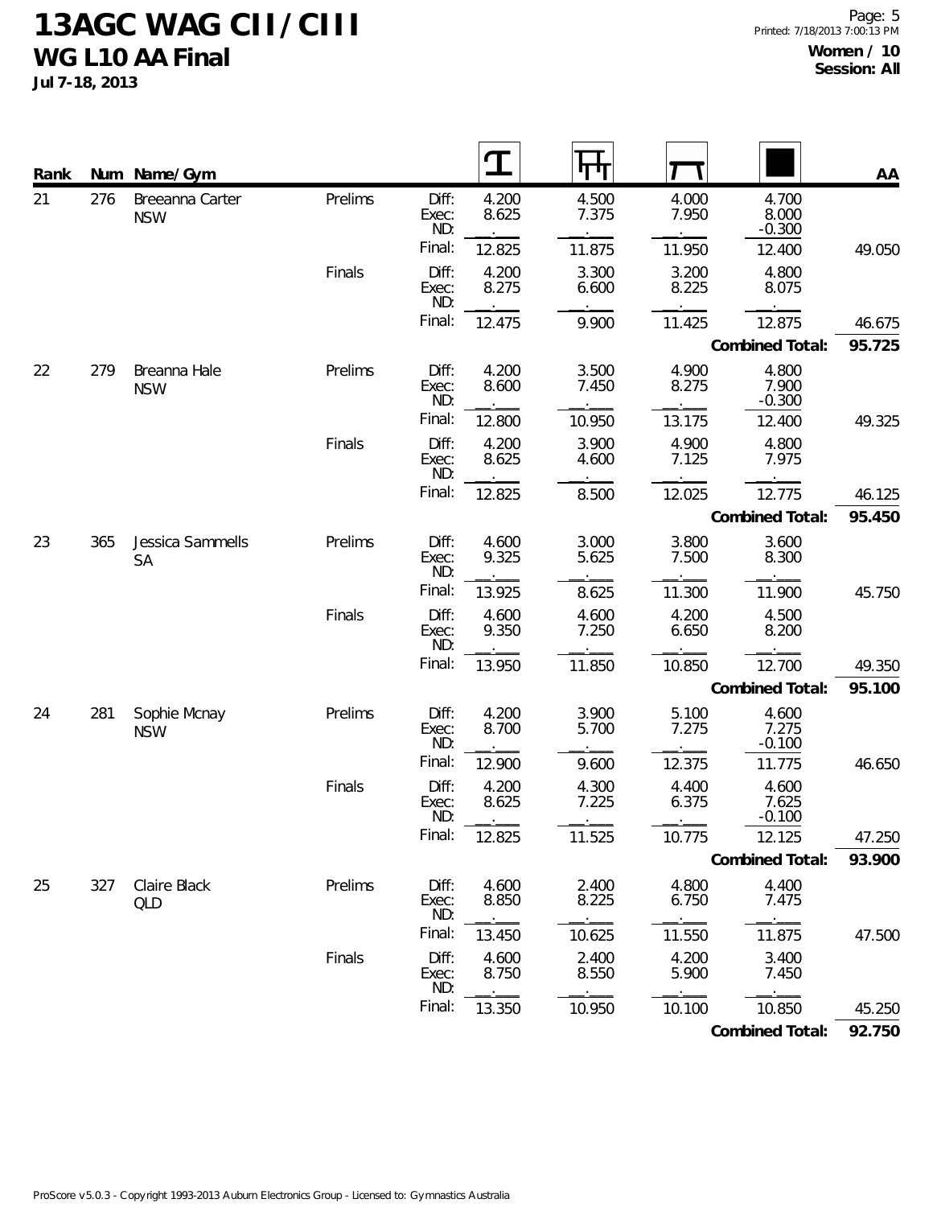# 13AGC WAG CII / CIII

## WG L10 AA Final

**Jul 7-18, 2013**

**Women / 10**
**Session: All**

| Rank | Num | Name/Gym | Round | | Vault | Bars | Beam | Floor | AA |
|---|---|---|---|---|---|---|---|---|---|
| 21 | 276 | Breeanna Carter NSW | Prelims | Diff: | 4.200 | 4.500 | 4.000 | 4.700 | |
| | | | | Exec: | 8.625 | 7.375 | 7.950 | 8.000 | |
| | | | | ND: | | | | -0.300 | |
| | | | | Final: | 12.825 | 11.875 | 11.950 | 12.400 | 49.050 |
| | | | Finals | Diff: | 4.200 | 3.300 | 3.200 | 4.800 | |
| | | | | Exec: | 8.275 | 6.600 | 8.225 | 8.075 | |
| | | | | ND: | | | | | |
| | | | | Final: | 12.475 | 9.900 | 11.425 | 12.875 | 46.675 |
| | | | | | | | | **Combined Total:** | **95.725** |
| 22 | 279 | Breanna Hale NSW | Prelims | Diff: | 4.200 | 3.500 | 4.900 | 4.800 | |
| | | | | Exec: | 8.600 | 7.450 | 8.275 | 7.900 | |
| | | | | ND: | | | | -0.300 | |
| | | | | Final: | 12.800 | 10.950 | 13.175 | 12.400 | 49.325 |
| | | | Finals | Diff: | 4.200 | 3.900 | 4.900 | 4.800 | |
| | | | | Exec: | 8.625 | 4.600 | 7.125 | 7.975 | |
| | | | | ND: | | | | | |
| | | | | Final: | 12.825 | 8.500 | 12.025 | 12.775 | 46.125 |
| | | | | | | | | **Combined Total:** | **95.450** |
| 23 | 365 | Jessica Sammells SA | Prelims | Diff: | 4.600 | 3.000 | 3.800 | 3.600 | |
| | | | | Exec: | 9.325 | 5.625 | 7.500 | 8.300 | |
| | | | | ND: | | | | | |
| | | | | Final: | 13.925 | 8.625 | 11.300 | 11.900 | 45.750 |
| | | | Finals | Diff: | 4.600 | 4.600 | 4.200 | 4.500 | |
| | | | | Exec: | 9.350 | 7.250 | 6.650 | 8.200 | |
| | | | | ND: | | | | | |
| | | | | Final: | 13.950 | 11.850 | 10.850 | 12.700 | 49.350 |
| | | | | | | | | **Combined Total:** | **95.100** |
| 24 | 281 | Sophie Mcnay NSW | Prelims | Diff: | 4.200 | 3.900 | 5.100 | 4.600 | |
| | | | | Exec: | 8.700 | 5.700 | 7.275 | 7.275 | |
| | | | | ND: | | | | -0.100 | |
| | | | | Final: | 12.900 | 9.600 | 12.375 | 11.775 | 46.650 |
| | | | Finals | Diff: | 4.200 | 4.300 | 4.400 | 4.600 | |
| | | | | Exec: | 8.625 | 7.225 | 6.375 | 7.625 | |
| | | | | ND: | | | | -0.100 | |
| | | | | Final: | 12.825 | 11.525 | 10.775 | 12.125 | 47.250 |
| | | | | | | | | **Combined Total:** | **93.900** |
| 25 | 327 | Claire Black QLD | Prelims | Diff: | 4.600 | 2.400 | 4.800 | 4.400 | |
| | | | | Exec: | 8.850 | 8.225 | 6.750 | 7.475 | |
| | | | | ND: | | | | | |
| | | | | Final: | 13.450 | 10.625 | 11.550 | 11.875 | 47.500 |
| | | | Finals | Diff: | 4.600 | 2.400 | 4.200 | 3.400 | |
| | | | | Exec: | 8.750 | 8.550 | 5.900 | 7.450 | |
| | | | | ND: | | | | | |
| | | | | Final: | 13.350 | 10.950 | 10.100 | 10.850 | 45.250 |
| | | | | | | | | **Combined Total:** | **92.750** |

ProScore v5.0.3 - Copyright 1993-2013 Auburn Electronics Group - Licensed to: Gymnastics Australia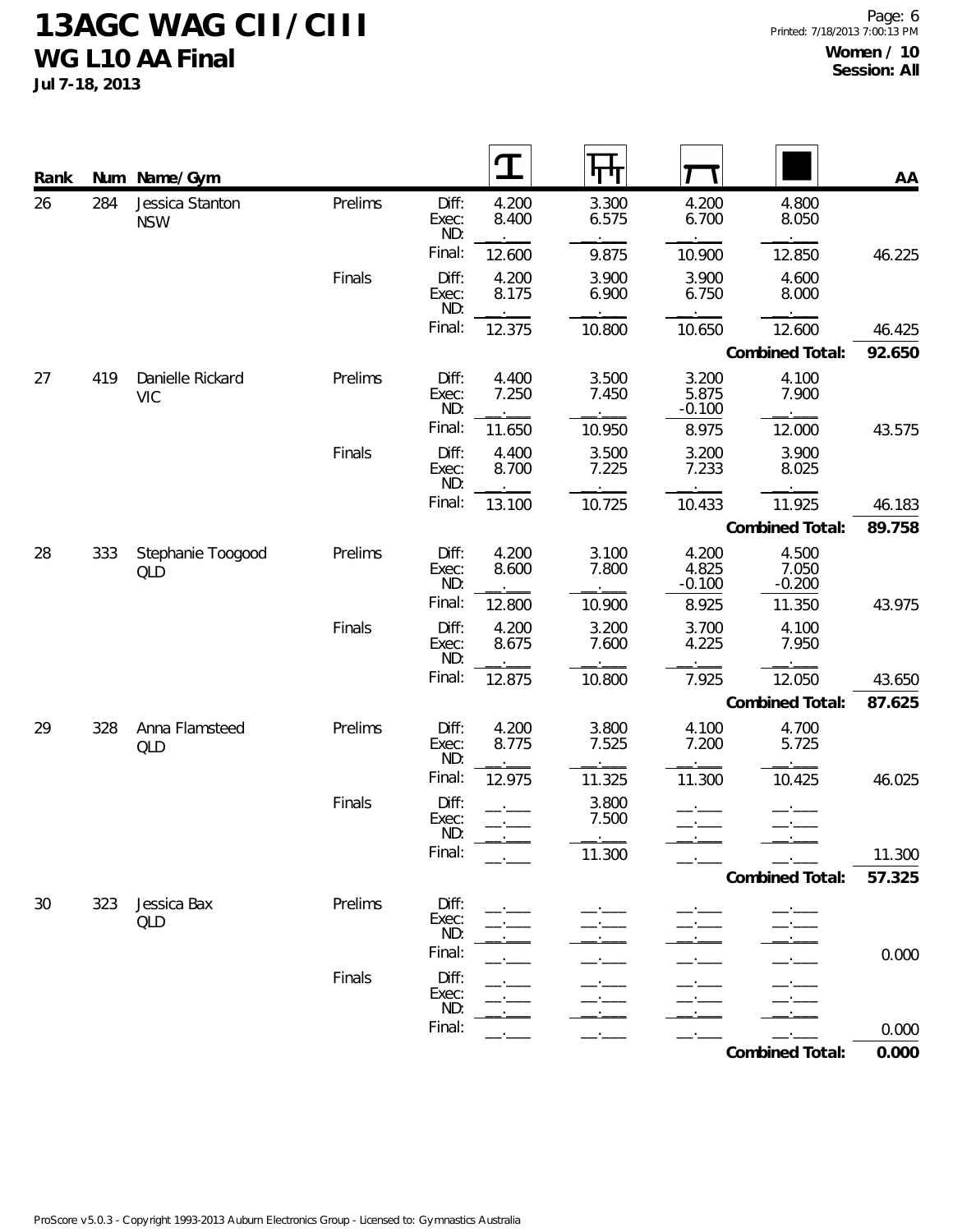# 13AGC WAG CII / CIII

## WG L10 AA Final

**Jul 7-18, 2013**

**Women / 10**
**Session: All**

| Rank | Num | Name/Gym | | | Vault | Bars | Beam | Floor | AA |
|---|---|---|---|---|---|---|---|---|---|
| 26 | 284 | Jessica Stanton NSW | Prelims | Diff: | 4.200 | 3.300 | 4.200 | 4.800 | |
| | | | | Exec: | 8.400 | 6.575 | 6.700 | 8.050 | |
| | | | | ND: | | | | | |
| | | | | Final: | 12.600 | 9.875 | 10.900 | 12.850 | 46.225 |
| | | | Finals | Diff: | 4.200 | 3.900 | 3.900 | 4.600 | |
| | | | | Exec: | 8.175 | 6.900 | 6.750 | 8.000 | |
| | | | | ND: | | | | | |
| | | | | Final: | 12.375 | 10.800 | 10.650 | 12.600 | 46.425 |
| | | | | | | | | Combined Total: | **92.650** |
| 27 | 419 | Danielle Rickard VIC | Prelims | Diff: | 4.400 | 3.500 | 3.200 | 4.100 | |
| | | | | Exec: | 7.250 | 7.450 | 5.875 | 7.900 | |
| | | | | ND: | | | -0.100 | | |
| | | | | Final: | 11.650 | 10.950 | 8.975 | 12.000 | 43.575 |
| | | | Finals | Diff: | 4.400 | 3.500 | 3.200 | 3.900 | |
| | | | | Exec: | 8.700 | 7.225 | 7.233 | 8.025 | |
| | | | | ND: | | | | | |
| | | | | Final: | 13.100 | 10.725 | 10.433 | 11.925 | 46.183 |
| | | | | | | | | Combined Total: | **89.758** |
| 28 | 333 | Stephanie Toogood QLD | Prelims | Diff: | 4.200 | 3.100 | 4.200 | 4.500 | |
| | | | | Exec: | 8.600 | 7.800 | 4.825 | 7.050 | |
| | | | | ND: | | | -0.100 | -0.200 | |
| | | | | Final: | 12.800 | 10.900 | 8.925 | 11.350 | 43.975 |
| | | | Finals | Diff: | 4.200 | 3.200 | 3.700 | 4.100 | |
| | | | | Exec: | 8.675 | 7.600 | 4.225 | 7.950 | |
| | | | | ND: | | | | | |
| | | | | Final: | 12.875 | 10.800 | 7.925 | 12.050 | 43.650 |
| | | | | | | | | Combined Total: | **87.625** |
| 29 | 328 | Anna Flamsteed QLD | Prelims | Diff: | 4.200 | 3.800 | 4.100 | 4.700 | |
| | | | | Exec: | 8.775 | 7.525 | 7.200 | 5.725 | |
| | | | | ND: | | | | | |
| | | | | Final: | 12.975 | 11.325 | 11.300 | 10.425 | 46.025 |
| | | | Finals | Diff: | | 3.800 | | | |
| | | | | Exec: | | 7.500 | | | |
| | | | | ND: | | | | | |
| | | | | Final: | | 11.300 | | | 11.300 |
| | | | | | | | | Combined Total: | **57.325** |
| 30 | 323 | Jessica Bax QLD | Prelims | Diff: | | | | | |
| | | | | Exec: | | | | | |
| | | | | ND: | | | | | |
| | | | | Final: | | | | | 0.000 |
| | | | Finals | Diff: | | | | | |
| | | | | Exec: | | | | | |
| | | | | ND: | | | | | |
| | | | | Final: | | | | | 0.000 |
| | | | | | | | | Combined Total: | **0.000** |